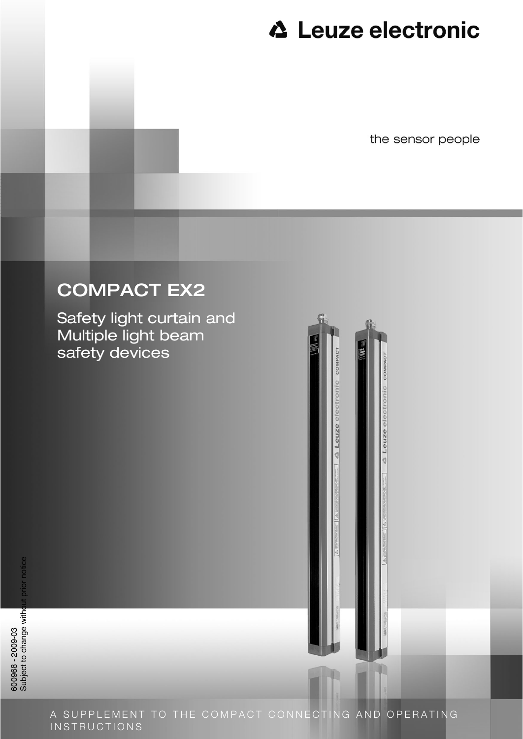Leuze electronic

the sensor people

# COMPACT EX2

## Safety light curtain and Multiple light beam safety devices

600968 - 2009-03
Subject to change without prior notice

A SUPPLEMENT TO THE COMPACT CONNECTING AND OPERATING INSTRUCTIONS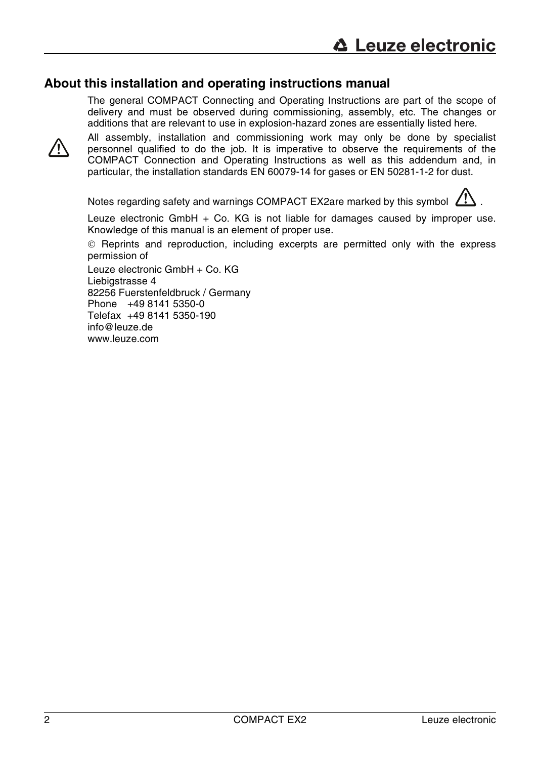## About this installation and operating instructions manual

The general COMPACT Connecting and Operating Instructions are part of the scope of delivery and must be observed during commissioning, assembly, etc. The changes or additions that are relevant to use in explosion-hazard zones are essentially listed here.

⚠ All assembly, installation and commissioning work may only be done by specialist personnel qualified to do the job. It is imperative to observe the requirements of the COMPACT Connection and Operating Instructions as well as this addendum and, in particular, the installation standards EN 60079-14 for gases or EN 50281-1-2 for dust.

Notes regarding safety and warnings COMPACT EX2are marked by this symbol ⚠.

Leuze electronic GmbH + Co. KG is not liable for damages caused by improper use. Knowledge of this manual is an element of proper use.

© Reprints and reproduction, including excerpts are permitted only with the express permission of

Leuze electronic GmbH + Co. KG
Liebigstrasse 4
82256 Fuerstenfeldbruck / Germany
Phone +49 8141 5350-0
Telefax +49 8141 5350-190
info@leuze.de
www.leuze.com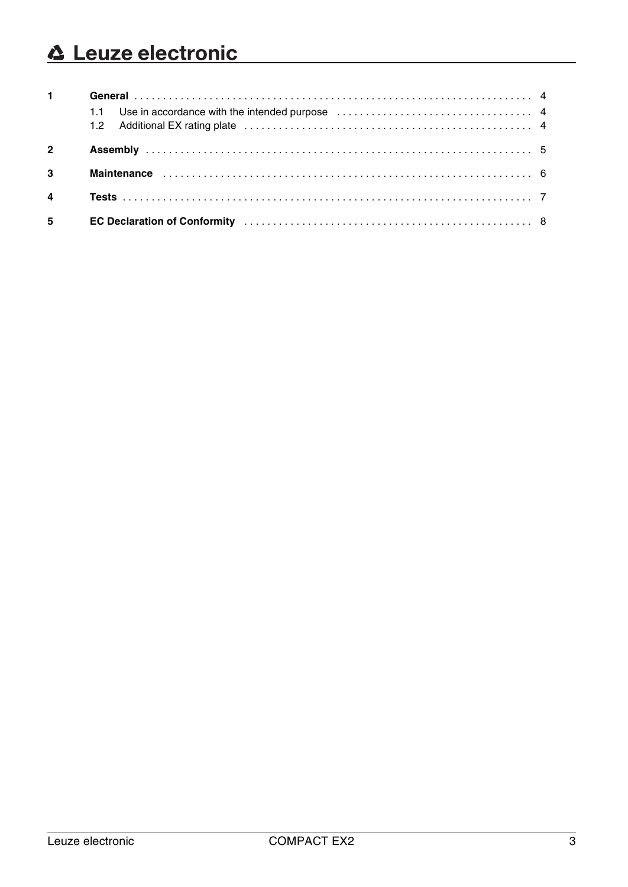| | | |
|---|---|---|
| **1** | **General** | 4 |
| | 1.1 Use in accordance with the intended purpose | 4 |
| | 1.2 Additional EX rating plate | 4 |
| **2** | **Assembly** | 5 |
| **3** | **Maintenance** | 6 |
| **4** | **Tests** | 7 |
| **5** | **EC Declaration of Conformity** | 8 |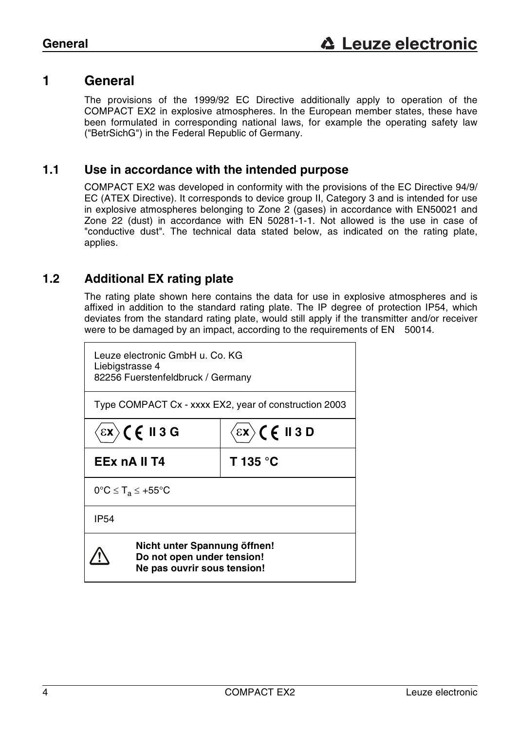# 1 General

The provisions of the 1999/92 EC Directive additionally apply to operation of the COMPACT EX2 in explosive atmospheres. In the European member states, these have been formulated in corresponding national laws, for example the operating safety law ("BetrSichG") in the Federal Republic of Germany.

## 1.1 Use in accordance with the intended purpose

COMPACT EX2 was developed in conformity with the provisions of the EC Directive 94/9/ EC (ATEX Directive). It corresponds to device group II, Category 3 and is intended for use in explosive atmospheres belonging to Zone 2 (gases) in accordance with EN50021 and Zone 22 (dust) in accordance with EN 50281-1-1. Not allowed is the use in case of "conductive dust". The technical data stated below, as indicated on the rating plate, applies.

## 1.2 Additional EX rating plate

The rating plate shown here contains the data for use in explosive atmospheres and is affixed in addition to the standard rating plate. The IP degree of protection IP54, which deviates from the standard rating plate, would still apply if the transmitter and/or receiver were to be damaged by an impact, according to the requirements of EN 50014.

| Leuze electronic GmbH u. Co. KG<br>Liebigstrasse 4<br>82256 Fuerstenfeldbruck / Germany | |
|---|---|
| Type COMPACT Cx - xxxx EX2, year of construction 2003 | |
| **εx CE II 3 G** | **εx CE II 3 D** |
| **EEx nA II T4** | **T 135 °C** |
| 0°C ≤ $T_a$ ≤ +55°C | |
| IP54 | |
| ⚠ **Nicht unter Spannung öffnen!**<br>**Do not open under tension!**<br>**Ne pas ouvrir sous tension!** | |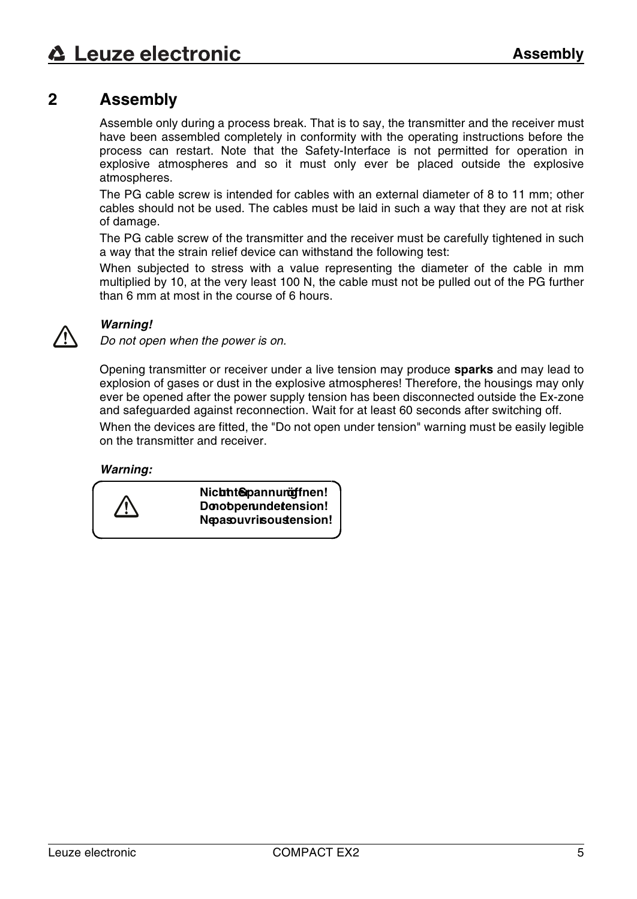## 2 Assembly

Assemble only during a process break. That is to say, the transmitter and the receiver must have been assembled completely in conformity with the operating instructions before the process can restart. Note that the Safety-Interface is not permitted for operation in explosive atmospheres and so it must only ever be placed outside the explosive atmospheres.

The PG cable screw is intended for cables with an external diameter of 8 to 11 mm; other cables should not be used. The cables must be laid in such a way that they are not at risk of damage.

The PG cable screw of the transmitter and the receiver must be carefully tightened in such a way that the strain relief device can withstand the following test:

When subjected to stress with a value representing the diameter of the cable in mm multiplied by 10, at the very least 100 N, the cable must not be pulled out of the PG further than 6 mm at most in the course of 6 hours.

⚠ ***Warning!***

*Do not open when the power is on.*

Opening transmitter or receiver under a live tension may produce **sparks** and may lead to explosion of gases or dust in the explosive atmospheres! Therefore, the housings may only ever be opened after the power supply tension has been disconnected outside the Ex-zone and safeguarded against reconnection. Wait for at least 60 seconds after switching off.

When the devices are fitted, the "Do not open under tension" warning must be easily legible on the transmitter and receiver.

***Warning:***

⚠ **Nicht unter Spannung öffnen!**
**Do not open under tension!**
**Ne pas ouvrir sous tension!**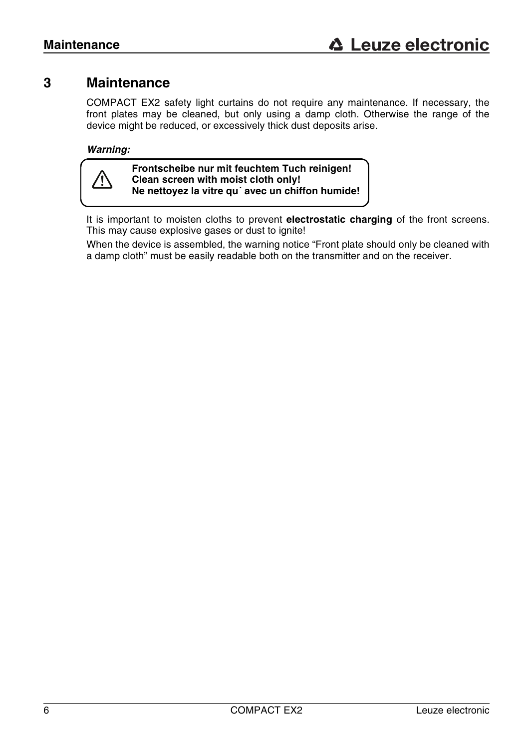# 3 Maintenance

COMPACT EX2 safety light curtains do not require any maintenance. If necessary, the front plates may be cleaned, but only using a damp cloth. Otherwise the range of the device might be reduced, or excessively thick dust deposits arise.

***Warning:***

> ⚠ **Frontscheibe nur mit feuchtem Tuch reinigen!**
> **Clean screen with moist cloth only!**
> **Ne nettoyez la vitre qu´ avec un chiffon humide!**

It is important to moisten cloths to prevent **electrostatic charging** of the front screens. This may cause explosive gases or dust to ignite!

When the device is assembled, the warning notice “Front plate should only be cleaned with a damp cloth” must be easily readable both on the transmitter and on the receiver.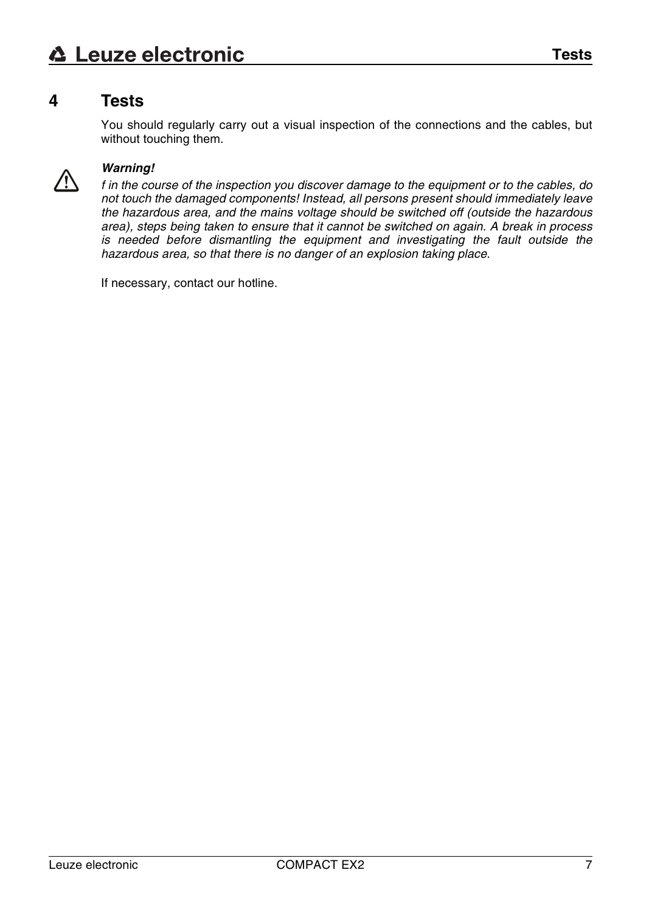# 4 Tests

You should regularly carry out a visual inspection of the connections and the cables, but without touching them.

***Warning!***

*f in the course of the inspection you discover damage to the equipment or to the cables, do not touch the damaged components! Instead, all persons present should immediately leave the hazardous area, and the mains voltage should be switched off (outside the hazardous area), steps being taken to ensure that it cannot be switched on again. A break in process is needed before dismantling the equipment and investigating the fault outside the hazardous area, so that there is no danger of an explosion taking place.*

If necessary, contact our hotline.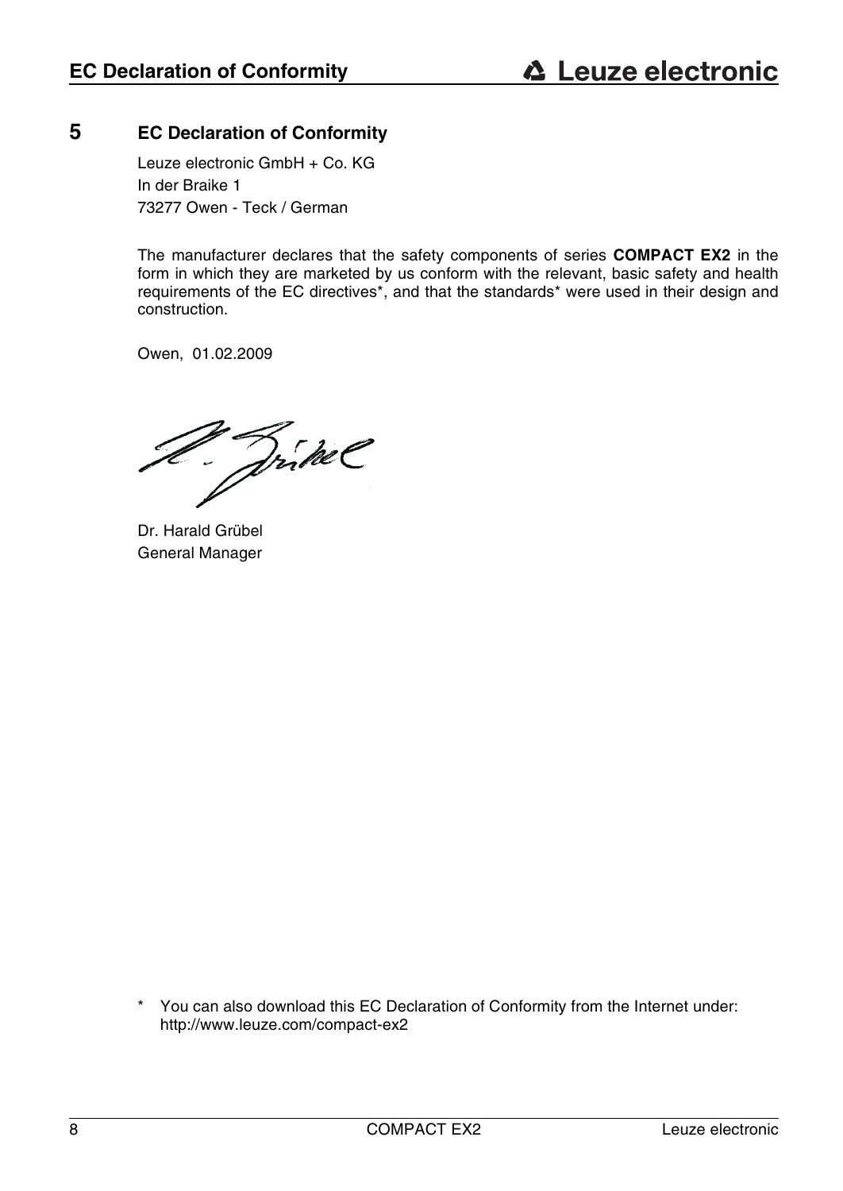# 5 EC Declaration of Conformity

Leuze electronic GmbH + Co. KG
In der Braike 1
73277 Owen - Teck / German

The manufacturer declares that the safety components of series **COMPACT EX2** in the form in which they are marketed by us conform with the relevant, basic safety and health requirements of the EC directives*, and that the standards* were used in their design and construction.

Owen, 01.02.2009

Dr. Harald Grübel
General Manager

* You can also download this EC Declaration of Conformity from the Internet under: http://www.leuze.com/compact-ex2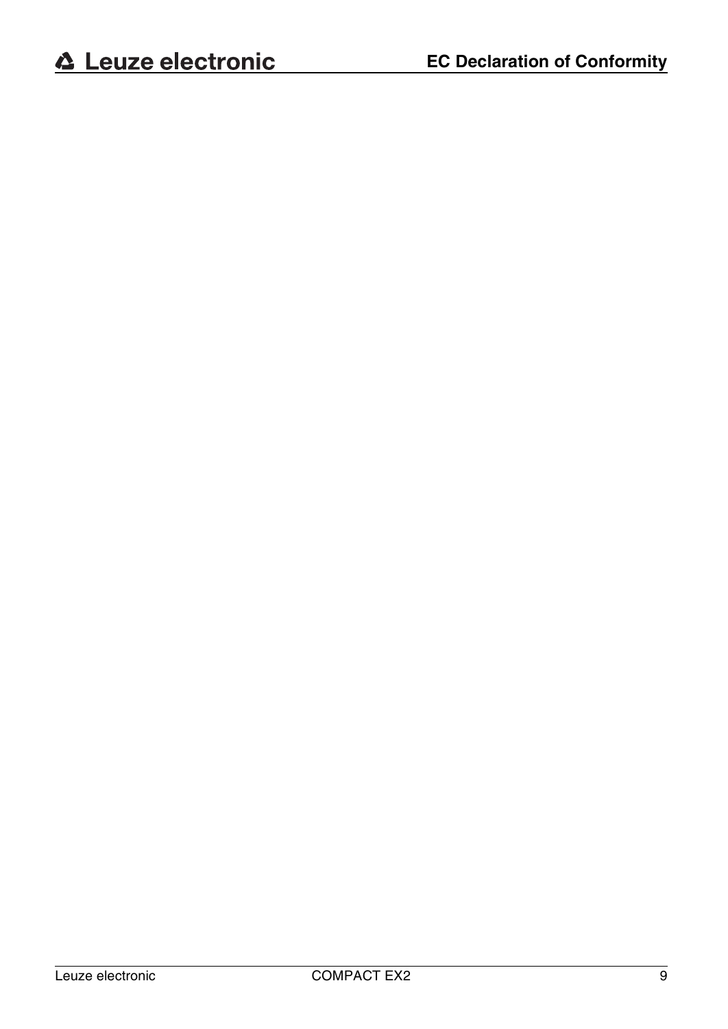# EC Declaration of Conformity